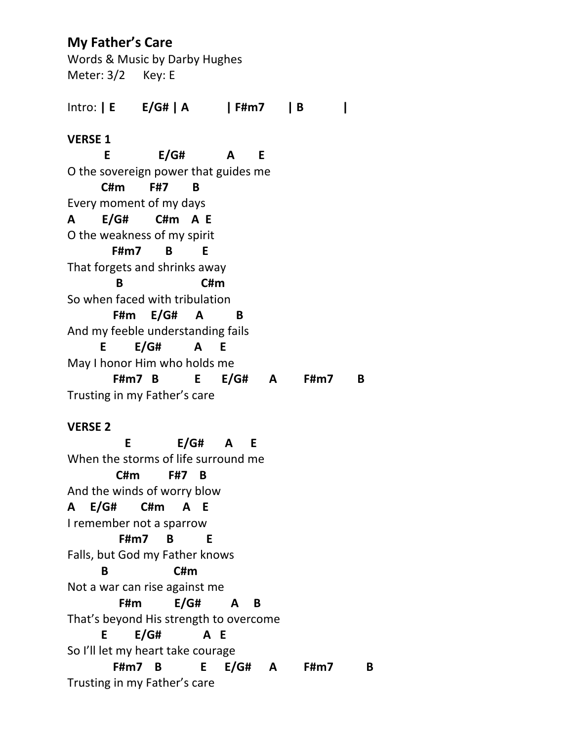## My Father's Care

Words & Music by Darby Hughes
Meter: 3/2      Key: E

Intro: **| E        E/G# | A          | F#m7       | B          |**

**VERSE 1**

```
         E              E/G#           A       E
O the sovereign power that guides me
        C#m       F#7       B
Every moment of my days
A       E/G#       C#m   A  E
O the weakness of my spirit
          F#m7       B        E
That forgets and shrinks away
           B                     C#m
So when faced with tribulation
          F#m     E/G#     A         B
And my feeble understanding fails
       E        E/G#         A     E
May I honor Him who holds me
          F#m7  B          E      E/G#      A       F#m7      B
Trusting in my Father's care
```

**VERSE 2**

```
              E            E/G#      A     E
When the storms of life surround me
            C#m        F#7    B
And the winds of worry blow
A    E/G#      C#m     A    E
I remember not a sparrow
            F#m7     B         E
Falls, but God my Father knows
       B                 C#m
Not a war can rise against me
            F#m         E/G#        A    B
That's beyond His strength to overcome
       E        E/G#          A  E
So I'll let my heart take courage
          F#m7   B          E     E/G#     A       F#m7        B
Trusting in my Father's care
```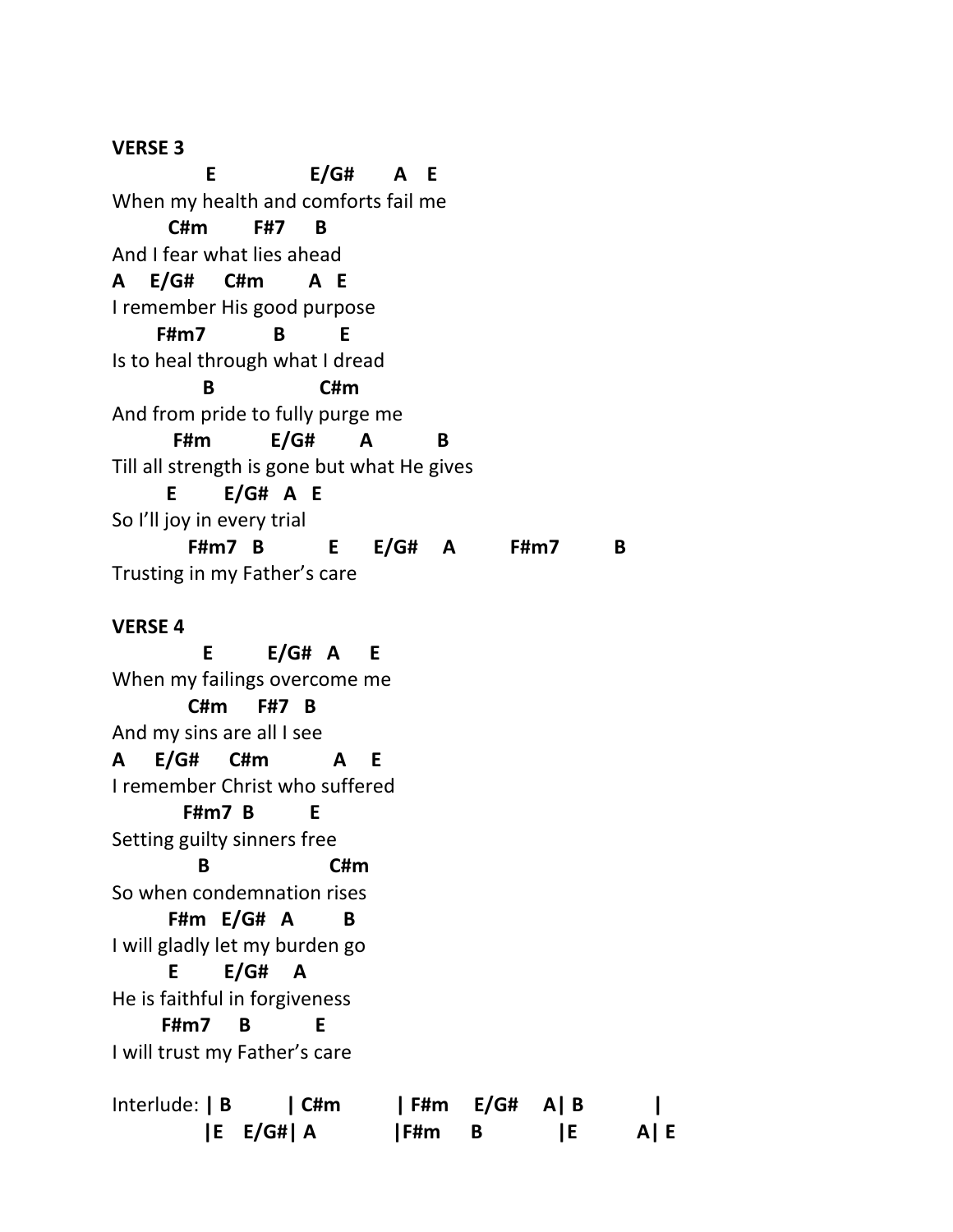**VERSE 3**

```
              E                E/G#       A    E
When my health and comforts fail me
         C#m        F#7      B
And I fear what lies ahead
A    E/G#     C#m       A   E
I remember His good purpose
       F#m7           B          E
Is to heal through what I dread
              B                  C#m
And from pride to fully purge me
          F#m          E/G#        A          B
Till all strength is gone but what He gives
        E        E/G#   A   E
So I'll joy in every trial
            F#m7   B          E      E/G#     A         F#m7         B
Trusting in my Father's care
```

**VERSE 4**

```
              E         E/G#   A     E
When my failings overcome me
            C#m      F#7   B
And my sins are all I see
A     E/G#     C#m          A    E
I remember Christ who suffered
          F#m7  B          E
Setting guilty sinners free
             B                   C#m
So when condemnation rises
         F#m   E/G#   A        B
I will gladly let my burden go
         E        E/G#     A
He is faithful in forgiveness
        F#m7     B           E
I will trust my Father's care
```

Interlude: **| B | C#m | F#m E/G# A| B |**
**|E E/G#| A |F#m B |E A| E**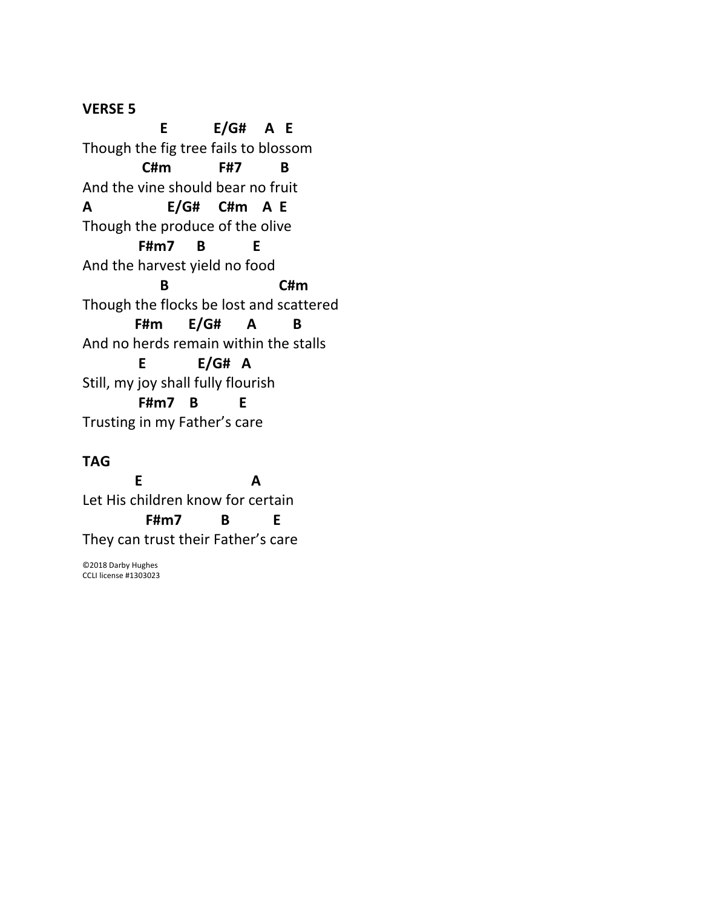**VERSE 5**

```
               E          E/G#    A  E
Though the fig tree fails to blossom
           C#m          F#7        B
And the vine should bear no fruit
A              E/G#    C#m   A  E
Though the produce of the olive
           F#m7     B          E
And the harvest yield no food
               B                      C#m
Though the flocks be lost and scattered
          F#m      E/G#      A        B
And no herds remain within the stalls
           E            E/G#   A
Still, my joy shall fully flourish
           F#m7    B         E
Trusting in my Father's care
```

**TAG**

```
          E                      A
Let His children know for certain
            F#m7        B          E
They can trust their Father's care
```

©2018 Darby Hughes
CCLI license #1303023